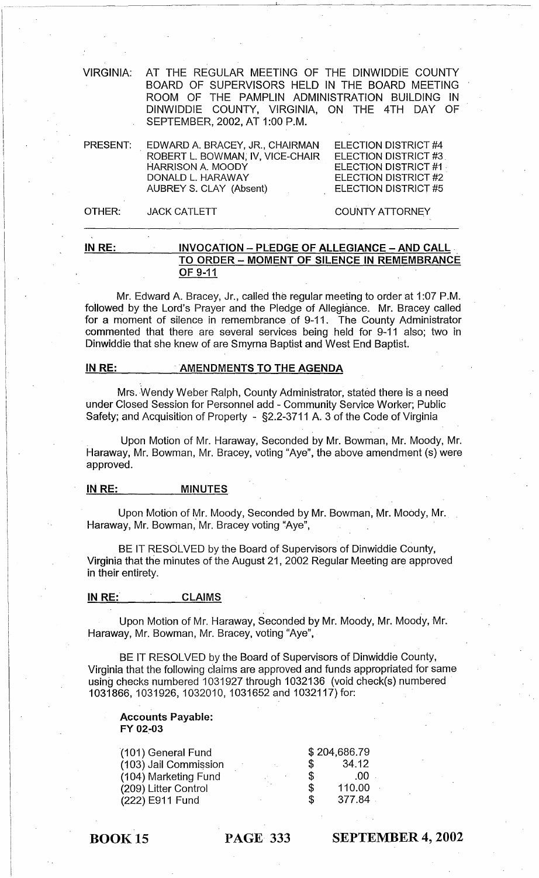VIRGINIA: AT THE REGULAR MEETING OF THE DINWIDDIE COUNTY BOARD OF SUPERVISORS HELD IN THE BOARD MEETING ROOM OF THE PAMPLIN ADMINISTRATION BUILDING IN DINWIDDIE COUNTY, VIRGINIA, ON THE 4TH DAY OF SEPTEMBER, 2002, AT 1:00 P.M.

| PRESENT: | EDWARD A. BRACEY, JR., CHAIRMAN | ELECTION DISTRICT #4 |
|---|---|---|
| | ROBERT L. BOWMAN, IV, VICE-CHAIR | ELECTION DISTRICT #3 |
| | HARRISON A. MOODY | ELECTION DISTRICT #1 |
| | DONALD L. HARAWAY | ELECTION DISTRICT #2 |
| | AUBREY S. CLAY (Absent) | ELECTION DISTRICT #5 |
| OTHER: | JACK CATLETT | COUNTY ATTORNEY |

**IN RE: INVOCATION – PLEDGE OF ALLEGIANCE – AND CALL TO ORDER – MOMENT OF SILENCE IN REMEMBRANCE OF 9-11**

Mr. Edward A. Bracey, Jr., called the regular meeting to order at 1:07 P.M. followed by the Lord's Prayer and the Pledge of Allegiance. Mr. Bracey called for a moment of silence in remembrance of 9-11. The County Administrator commented that there are several services being held for 9-11 also; two in Dinwiddie that she knew of are Smyrna Baptist and West End Baptist.

**IN RE: AMENDMENTS TO THE AGENDA**

Mrs. Wendy Weber Ralph, County Administrator, stated there is a need under Closed Session for Personnel add - Community Service Worker; Public Safety; and Acquisition of Property - §2.2-3711 A. 3 of the Code of Virginia

Upon Motion of Mr. Haraway, Seconded by Mr. Bowman, Mr. Moody, Mr. Haraway, Mr. Bowman, Mr. Bracey, voting "Aye", the above amendment (s) were approved.

**IN RE: MINUTES**

Upon Motion of Mr. Moody, Seconded by Mr. Bowman, Mr. Moody, Mr. Haraway, Mr. Bowman, Mr. Bracey voting "Aye",

BE IT RESOLVED by the Board of Supervisors of Dinwiddie County, Virginia that the minutes of the August 21, 2002 Regular Meeting are approved in their entirety.

**IN RE: CLAIMS**

Upon Motion of Mr. Haraway, Seconded by Mr. Moody, Mr. Moody, Mr. Haraway, Mr. Bowman, Mr. Bracey, voting "Aye",

BE IT RESOLVED by the Board of Supervisors of Dinwiddie County, Virginia that the following claims are approved and funds appropriated for same using checks numbered 1031927 through 1032136 (void check(s) numbered 1031866, 1031926, 1032010, 1031652 and 1032117) for:

**Accounts Payable:**
**FY 02-03**

| | |
|---|---|
| (101) General Fund | $ 204,686.79 |
| (103) Jail Commission | $ 34.12 |
| (104) Marketing Fund | $ .00 |
| (209) Litter Control | $ 110.00 |
| (222) E911 Fund | $ 377.84 |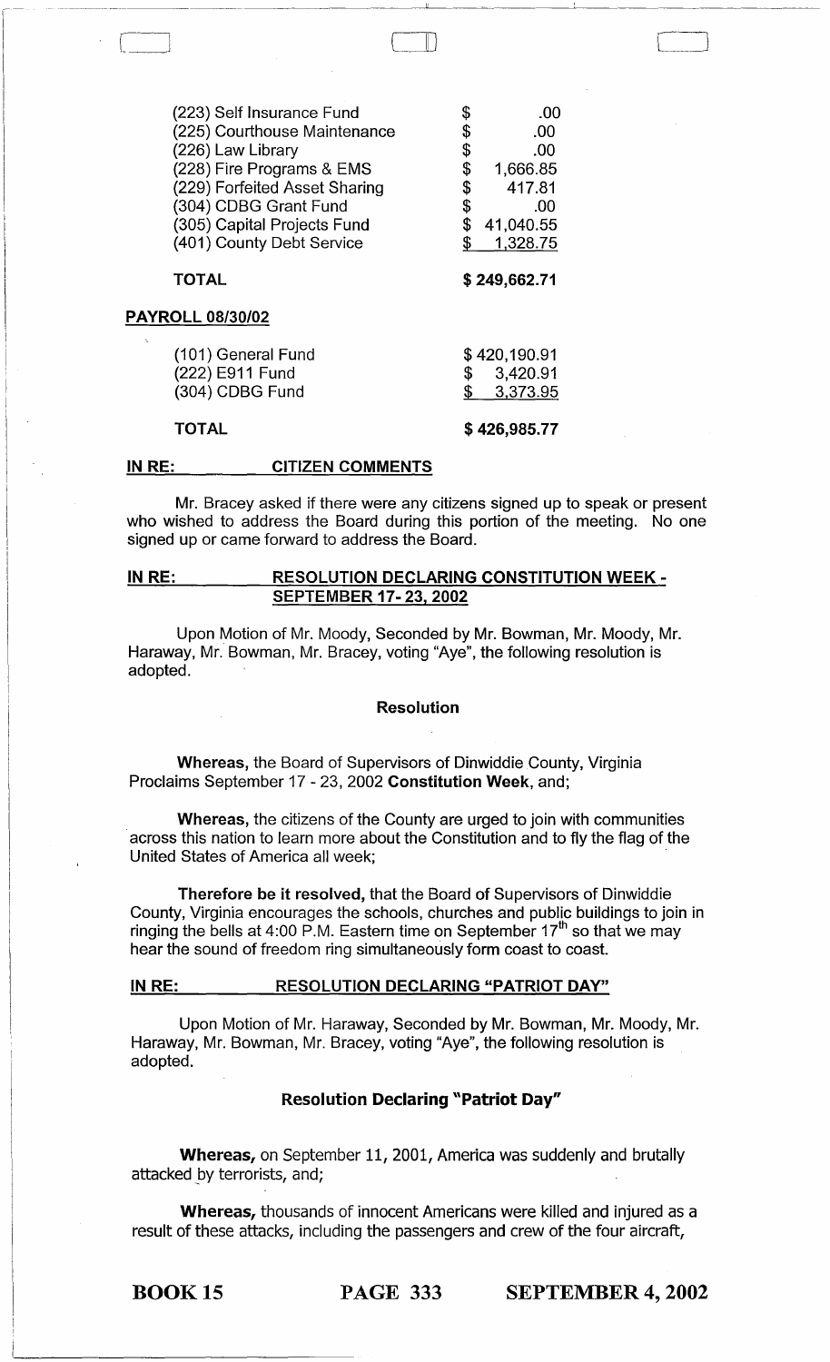| | |
|---|---|
| (223) Self Insurance Fund | $ .00 |
| (225) Courthouse Maintenance | $ .00 |
| (226) Law Library | $ .00 |
| (228) Fire Programs & EMS | $ 1,666.85 |
| (229) Forfeited Asset Sharing | $ 417.81 |
| (304) CDBG Grant Fund | $ .00 |
| (305) Capital Projects Fund | $ 41,040.55 |
| (401) County Debt Service | $ 1,328.75 |
| **TOTAL** | **$ 249,662.71** |

**PAYROLL 08/30/02**

| | |
|---|---|
| (101) General Fund | $ 420,190.91 |
| (222) E911 Fund | $ 3,420.91 |
| (304) CDBG Fund | $ 3,373.95 |
| **TOTAL** | **$ 426,985.77** |

**IN RE: CITIZEN COMMENTS**

Mr. Bracey asked if there were any citizens signed up to speak or present who wished to address the Board during this portion of the meeting. No one signed up or came forward to address the Board.

**IN RE: RESOLUTION DECLARING CONSTITUTION WEEK - SEPTEMBER 17- 23, 2002**

Upon Motion of Mr. Moody, Seconded by Mr. Bowman, Mr. Moody, Mr. Haraway, Mr. Bowman, Mr. Bracey, voting "Aye", the following resolution is adopted.

**Resolution**

**Whereas,** the Board of Supervisors of Dinwiddie County, Virginia Proclaims September 17 - 23, 2002 **Constitution Week**, and;

**Whereas,** the citizens of the County are urged to join with communities across this nation to learn more about the Constitution and to fly the flag of the United States of America all week;

**Therefore be it resolved,** that the Board of Supervisors of Dinwiddie County, Virginia encourages the schools, churches and public buildings to join in ringing the bells at 4:00 P.M. Eastern time on September 17th so that we may hear the sound of freedom ring simultaneously form coast to coast.

**IN RE: RESOLUTION DECLARING "PATRIOT DAY"**

Upon Motion of Mr. Haraway, Seconded by Mr. Bowman, Mr. Moody, Mr. Haraway, Mr. Bowman, Mr. Bracey, voting "Aye", the following resolution is adopted.

**Resolution Declaring "Patriot Day"**

**Whereas,** on September 11, 2001, America was suddenly and brutally attacked by terrorists, and;

**Whereas,** thousands of innocent Americans were killed and injured as a result of these attacks, including the passengers and crew of the four aircraft,

BOOK 15 PAGE 333 SEPTEMBER 4, 2002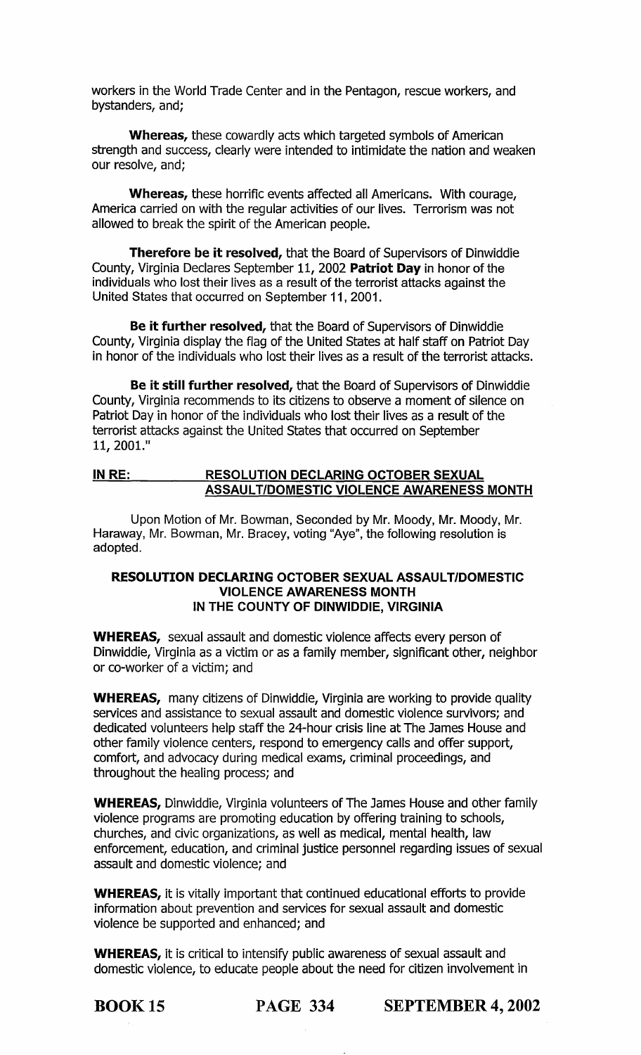workers in the World Trade Center and in the Pentagon, rescue workers, and bystanders, and;

**Whereas,** these cowardly acts which targeted symbols of American strength and success, clearly were intended to intimidate the nation and weaken our resolve, and;

**Whereas,** these horrific events affected all Americans. With courage, America carried on with the regular activities of our lives. Terrorism was not allowed to break the spirit of the American people.

**Therefore be it resolved,** that the Board of Supervisors of Dinwiddie County, Virginia Declares September 11, 2002 **Patriot Day** in honor of the individuals who lost their lives as a result of the terrorist attacks against the United States that occurred on September 11, 2001.

**Be it further resolved,** that the Board of Supervisors of Dinwiddie County, Virginia display the flag of the United States at half staff on Patriot Day in honor of the individuals who lost their lives as a result of the terrorist attacks.

**Be it still further resolved,** that the Board of Supervisors of Dinwiddie County, Virginia recommends to its citizens to observe a moment of silence on Patriot Day in honor of the individuals who lost their lives as a result of the terrorist attacks against the United States that occurred on September 11, 2001."

**IN RE: RESOLUTION DECLARING OCTOBER SEXUAL ASSAULT/DOMESTIC VIOLENCE AWARENESS MONTH**

Upon Motion of Mr. Bowman, Seconded by Mr. Moody, Mr. Moody, Mr. Haraway, Mr. Bowman, Mr. Bracey, voting "Aye", the following resolution is adopted.

**RESOLUTION DECLARING OCTOBER SEXUAL ASSAULT/DOMESTIC VIOLENCE AWARENESS MONTH IN THE COUNTY OF DINWIDDIE, VIRGINIA**

**WHEREAS,** sexual assault and domestic violence affects every person of Dinwiddie, Virginia as a victim or as a family member, significant other, neighbor or co-worker of a victim; and

**WHEREAS,** many citizens of Dinwiddie, Virginia are working to provide quality services and assistance to sexual assault and domestic violence survivors; and dedicated volunteers help staff the 24-hour crisis line at The James House and other family violence centers, respond to emergency calls and offer support, comfort, and advocacy during medical exams, criminal proceedings, and throughout the healing process; and

**WHEREAS,** Dinwiddie, Virginia volunteers of The James House and other family violence programs are promoting education by offering training to schools, churches, and civic organizations, as well as medical, mental health, law enforcement, education, and criminal justice personnel regarding issues of sexual assault and domestic violence; and

**WHEREAS,** it is vitally important that continued educational efforts to provide information about prevention and services for sexual assault and domestic violence be supported and enhanced; and

**WHEREAS,** it is critical to intensify public awareness of sexual assault and domestic violence, to educate people about the need for citizen involvement in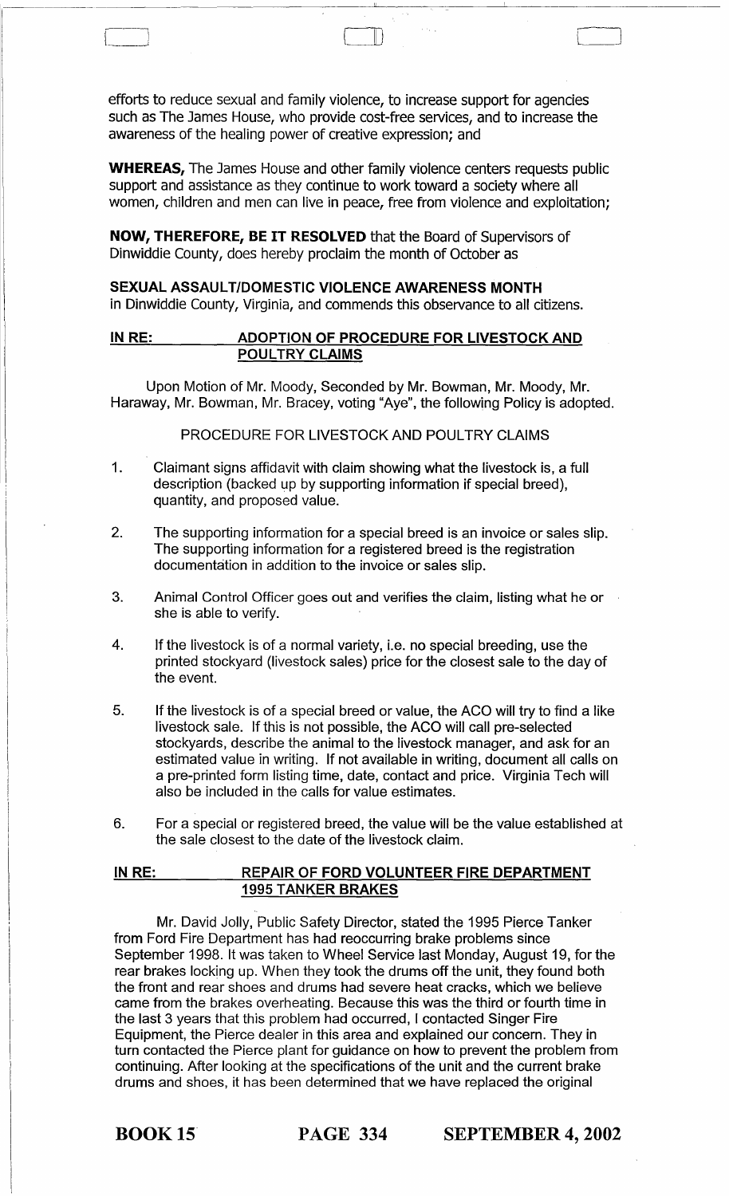efforts to reduce sexual and family violence, to increase support for agencies such as The James House, who provide cost-free services, and to increase the awareness of the healing power of creative expression; and

**WHEREAS,** The James House and other family violence centers requests public support and assistance as they continue to work toward a society where all women, children and men can live in peace, free from violence and exploitation;

**NOW, THEREFORE, BE IT RESOLVED** that the Board of Supervisors of Dinwiddie County, does hereby proclaim the month of October as

**SEXUAL ASSAULT/DOMESTIC VIOLENCE AWARENESS MONTH** in Dinwiddie County, Virginia, and commends this observance to all citizens.

**IN RE: ADOPTION OF PROCEDURE FOR LIVESTOCK AND POULTRY CLAIMS**

Upon Motion of Mr. Moody, Seconded by Mr. Bowman, Mr. Moody, Mr. Haraway, Mr. Bowman, Mr. Bracey, voting "Aye", the following Policy is adopted.

PROCEDURE FOR LIVESTOCK AND POULTRY CLAIMS

1. Claimant signs affidavit with claim showing what the livestock is, a full description (backed up by supporting information if special breed), quantity, and proposed value.
2. The supporting information for a special breed is an invoice or sales slip. The supporting information for a registered breed is the registration documentation in addition to the invoice or sales slip.
3. Animal Control Officer goes out and verifies the claim, listing what he or she is able to verify.
4. If the livestock is of a normal variety, i.e. no special breeding, use the printed stockyard (livestock sales) price for the closest sale to the day of the event.
5. If the livestock is of a special breed or value, the ACO will try to find a like livestock sale. If this is not possible, the ACO will call pre-selected stockyards, describe the animal to the livestock manager, and ask for an estimated value in writing. If not available in writing, document all calls on a pre-printed form listing time, date, contact and price. Virginia Tech will also be included in the calls for value estimates.
6. For a special or registered breed, the value will be the value established at the sale closest to the date of the livestock claim.

**IN RE: REPAIR OF FORD VOLUNTEER FIRE DEPARTMENT 1995 TANKER BRAKES**

Mr. David Jolly, Public Safety Director, stated the 1995 Pierce Tanker from Ford Fire Department has had reoccurring brake problems since September 1998. It was taken to Wheel Service last Monday, August 19, for the rear brakes locking up. When they took the drums off the unit, they found both the front and rear shoes and drums had severe heat cracks, which we believe came from the brakes overheating. Because this was the third or fourth time in the last 3 years that this problem had occurred, I contacted Singer Fire Equipment, the Pierce dealer in this area and explained our concern. They in turn contacted the Pierce plant for guidance on how to prevent the problem from continuing. After looking at the specifications of the unit and the current brake drums and shoes, it has been determined that we have replaced the original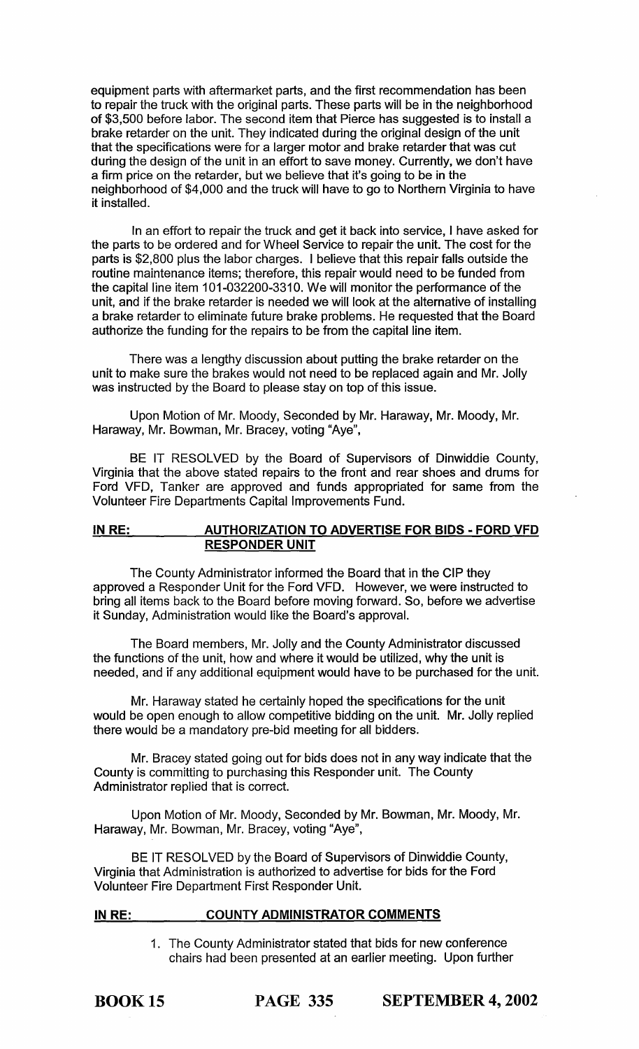equipment parts with aftermarket parts, and the first recommendation has been to repair the truck with the original parts. These parts will be in the neighborhood of $3,500 before labor. The second item that Pierce has suggested is to install a brake retarder on the unit. They indicated during the original design of the unit that the specifications were for a larger motor and brake retarder that was cut during the design of the unit in an effort to save money. Currently, we don't have a firm price on the retarder, but we believe that it's going to be in the neighborhood of $4,000 and the truck will have to go to Northern Virginia to have it installed.

In an effort to repair the truck and get it back into service, I have asked for the parts to be ordered and for Wheel Service to repair the unit. The cost for the parts is $2,800 plus the labor charges. I believe that this repair falls outside the routine maintenance items; therefore, this repair would need to be funded from the capital line item 101-032200-3310. We will monitor the performance of the unit, and if the brake retarder is needed we will look at the alternative of installing a brake retarder to eliminate future brake problems. He requested that the Board authorize the funding for the repairs to be from the capital line item.

There was a lengthy discussion about putting the brake retarder on the unit to make sure the brakes would not need to be replaced again and Mr. Jolly was instructed by the Board to please stay on top of this issue.

Upon Motion of Mr. Moody, Seconded by Mr. Haraway, Mr. Moody, Mr. Haraway, Mr. Bowman, Mr. Bracey, voting "Aye",

BE IT RESOLVED by the Board of Supervisors of Dinwiddie County, Virginia that the above stated repairs to the front and rear shoes and drums for Ford VFD, Tanker are approved and funds appropriated for same from the Volunteer Fire Departments Capital Improvements Fund.

**IN RE: AUTHORIZATION TO ADVERTISE FOR BIDS - FORD VFD RESPONDER UNIT**

The County Administrator informed the Board that in the CIP they approved a Responder Unit for the Ford VFD. However, we were instructed to bring all items back to the Board before moving forward. So, before we advertise it Sunday, Administration would like the Board's approval.

The Board members, Mr. Jolly and the County Administrator discussed the functions of the unit, how and where it would be utilized, why the unit is needed, and if any additional equipment would have to be purchased for the unit.

Mr. Haraway stated he certainly hoped the specifications for the unit would be open enough to allow competitive bidding on the unit. Mr. Jolly replied there would be a mandatory pre-bid meeting for all bidders.

Mr. Bracey stated going out for bids does not in any way indicate that the County is committing to purchasing this Responder unit. The County Administrator replied that is correct.

Upon Motion of Mr. Moody, Seconded by Mr. Bowman, Mr. Moody, Mr. Haraway, Mr. Bowman, Mr. Bracey, voting "Aye",

BE IT RESOLVED by the Board of Supervisors of Dinwiddie County, Virginia that Administration is authorized to advertise for bids for the Ford Volunteer Fire Department First Responder Unit.

**IN RE: COUNTY ADMINISTRATOR COMMENTS**

1. The County Administrator stated that bids for new conference chairs had been presented at an earlier meeting. Upon further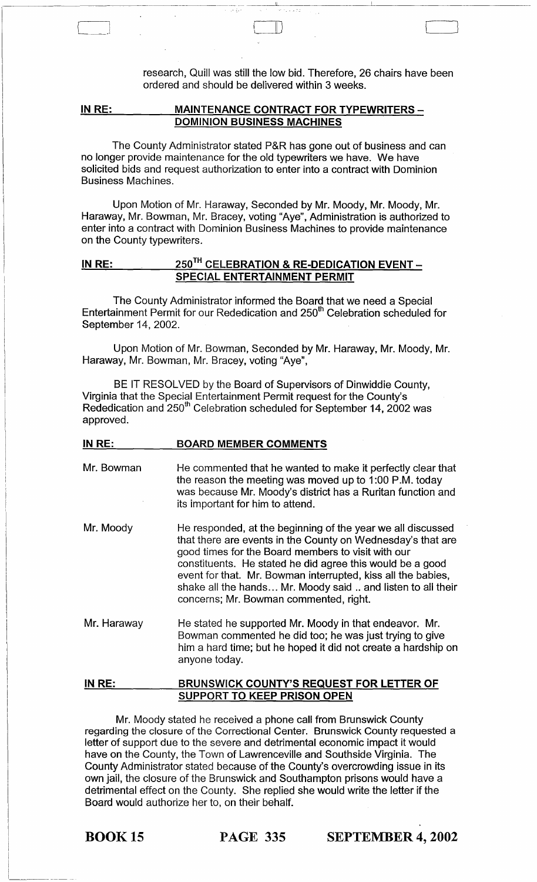research, Quill was still the low bid. Therefore, 26 chairs have been ordered and should be delivered within 3 weeks.

**IN RE: MAINTENANCE CONTRACT FOR TYPEWRITERS – DOMINION BUSINESS MACHINES**

The County Administrator stated P&R has gone out of business and can no longer provide maintenance for the old typewriters we have. We have solicited bids and request authorization to enter into a contract with Dominion Business Machines.

Upon Motion of Mr. Haraway, Seconded by Mr. Moody, Mr. Moody, Mr. Haraway, Mr. Bowman, Mr. Bracey, voting "Aye", Administration is authorized to enter into a contract with Dominion Business Machines to provide maintenance on the County typewriters.

**IN RE: 250TH CELEBRATION & RE-DEDICATION EVENT – SPECIAL ENTERTAINMENT PERMIT**

The County Administrator informed the Board that we need a Special Entertainment Permit for our Rededication and 250th Celebration scheduled for September 14, 2002.

Upon Motion of Mr. Bowman, Seconded by Mr. Haraway, Mr. Moody, Mr. Haraway, Mr. Bowman, Mr. Bracey, voting "Aye",

BE IT RESOLVED by the Board of Supervisors of Dinwiddie County, Virginia that the Special Entertainment Permit request for the County's Rededication and 250th Celebration scheduled for September 14, 2002 was approved.

**IN RE: BOARD MEMBER COMMENTS**

Mr. Bowman — He commented that he wanted to make it perfectly clear that the reason the meeting was moved up to 1:00 P.M. today was because Mr. Moody's district has a Ruritan function and its important for him to attend.

Mr. Moody — He responded, at the beginning of the year we all discussed that there are events in the County on Wednesday's that are good times for the Board members to visit with our constituents. He stated he did agree this would be a good event for that. Mr. Bowman interrupted, kiss all the babies, shake all the hands... Mr. Moody said .. and listen to all their concerns; Mr. Bowman commented, right.

Mr. Haraway — He stated he supported Mr. Moody in that endeavor. Mr. Bowman commented he did too; he was just trying to give him a hard time; but he hoped it did not create a hardship on anyone today.

**IN RE: BRUNSWICK COUNTY'S REQUEST FOR LETTER OF SUPPORT TO KEEP PRISON OPEN**

Mr. Moody stated he received a phone call from Brunswick County regarding the closure of the Correctional Center. Brunswick County requested a letter of support due to the severe and detrimental economic impact it would have on the County, the Town of Lawrenceville and Southside Virginia. The County Administrator stated because of the County's overcrowding issue in its own jail, the closure of the Brunswick and Southampton prisons would have a detrimental effect on the County. She replied she would write the letter if the Board would authorize her to, on their behalf.

BOOK 15 PAGE 335 SEPTEMBER 4, 2002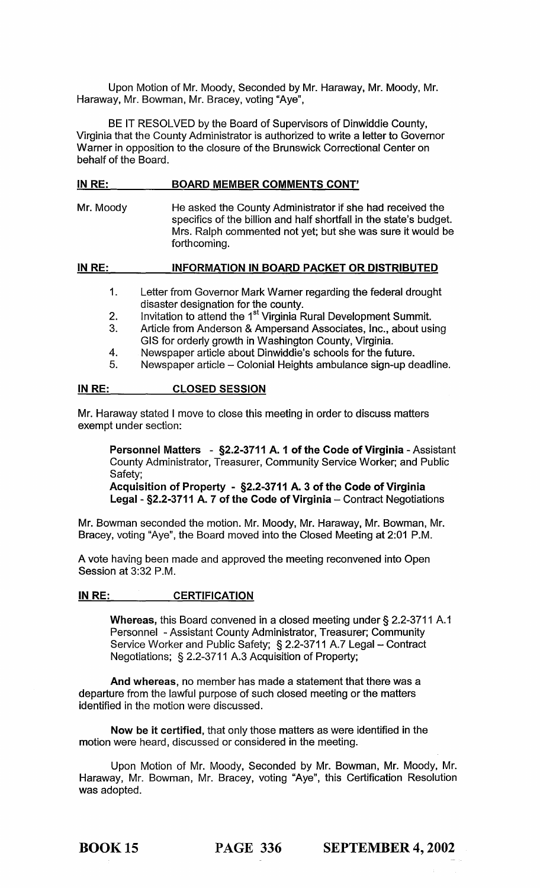Upon Motion of Mr. Moody, Seconded by Mr. Haraway, Mr. Moody, Mr. Haraway, Mr. Bowman, Mr. Bracey, voting "Aye",

BE IT RESOLVED by the Board of Supervisors of Dinwiddie County, Virginia that the County Administrator is authorized to write a letter to Governor Warner in opposition to the closure of the Brunswick Correctional Center on behalf of the Board.

**IN RE: BOARD MEMBER COMMENTS CONT'**

Mr. Moody — He asked the County Administrator if she had received the specifics of the billion and half shortfall in the state's budget. Mrs. Ralph commented not yet; but she was sure it would be forthcoming.

**IN RE: INFORMATION IN BOARD PACKET OR DISTRIBUTED**

1. Letter from Governor Mark Warner regarding the federal drought disaster designation for the county.
2. Invitation to attend the 1st Virginia Rural Development Summit.
3. Article from Anderson & Ampersand Associates, Inc., about using GIS for orderly growth in Washington County, Virginia.
4. Newspaper article about Dinwiddie's schools for the future.
5. Newspaper article – Colonial Heights ambulance sign-up deadline.

**IN RE: CLOSED SESSION**

Mr. Haraway stated I move to close this meeting in order to discuss matters exempt under section:

> **Personnel Matters - §2.2-3711 A. 1 of the Code of Virginia** - Assistant County Administrator, Treasurer, Community Service Worker; and Public Safety;
> **Acquisition of Property - §2.2-3711 A. 3 of the Code of Virginia**
> **Legal - §2.2-3711 A. 7 of the Code of Virginia** – Contract Negotiations

Mr. Bowman seconded the motion. Mr. Moody, Mr. Haraway, Mr. Bowman, Mr. Bracey, voting "Aye", the Board moved into the Closed Meeting at 2:01 P.M.

A vote having been made and approved the meeting reconvened into Open Session at 3:32 P.M.

**IN RE: CERTIFICATION**

**Whereas,** this Board convened in a closed meeting under § 2.2-3711 A.1 Personnel - Assistant County Administrator, Treasurer; Community Service Worker and Public Safety; § 2.2-3711 A.7 Legal – Contract Negotiations; § 2.2-3711 A.3 Acquisition of Property;

**And whereas,** no member has made a statement that there was a departure from the lawful purpose of such closed meeting or the matters identified in the motion were discussed.

**Now be it certified,** that only those matters as were identified in the motion were heard, discussed or considered in the meeting.

Upon Motion of Mr. Moody, Seconded by Mr. Bowman, Mr. Moody, Mr. Haraway, Mr. Bowman, Mr. Bracey, voting "Aye", this Certification Resolution was adopted.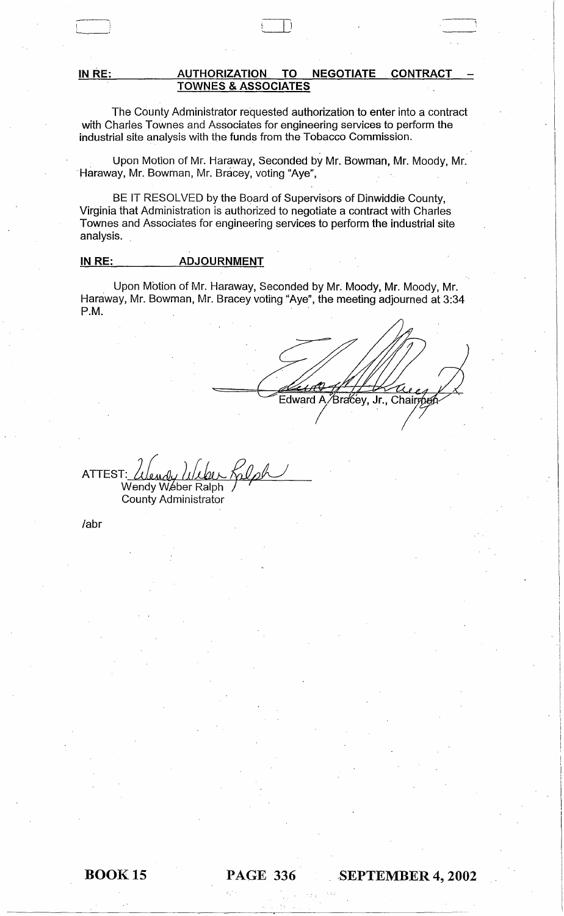**IN RE: AUTHORIZATION TO NEGOTIATE CONTRACT – TOWNES & ASSOCIATES**

The County Administrator requested authorization to enter into a contract with Charles Townes and Associates for engineering services to perform the industrial site analysis with the funds from the Tobacco Commission.

Upon Motion of Mr. Haraway, Seconded by Mr. Bowman, Mr. Moody, Mr. Haraway, Mr. Bowman, Mr. Bracey, voting "Aye",

BE IT RESOLVED by the Board of Supervisors of Dinwiddie County, Virginia that Administration is authorized to negotiate a contract with Charles Townes and Associates for engineering services to perform the industrial site analysis.

**IN RE: ADJOURNMENT**

Upon Motion of Mr. Haraway, Seconded by Mr. Moody, Mr. Moody, Mr. Haraway, Mr. Bowman, Mr. Bracey voting "Aye", the meeting adjourned at 3:34 P.M.

Edward A. Bracey, Jr., Chairman

ATTEST: Wendy Weber Ralph
Wendy Weber Ralph
County Administrator

/abr

BOOK 15 PAGE 336 SEPTEMBER 4, 2002